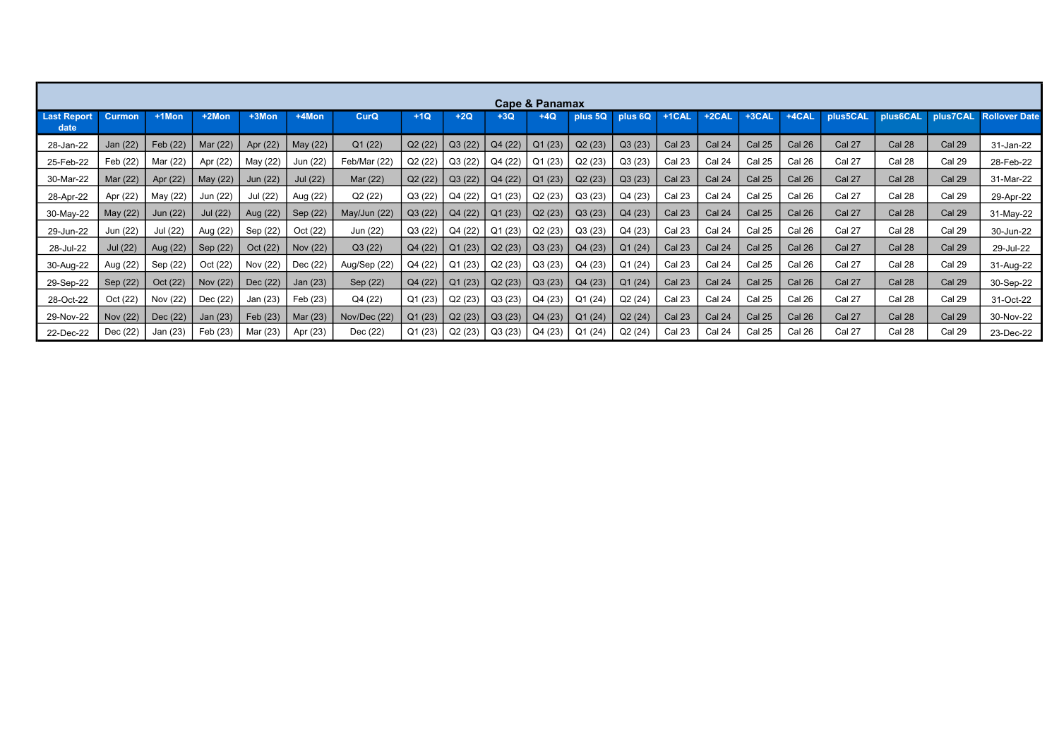## Cape & Panamax

| Last Report date | Curmon | +1Mon | +2Mon | +3Mon | +4Mon | CurQ | +1Q | +2Q | +3Q | +4Q | plus 5Q | plus 6Q | +1CAL | +2CAL | +3CAL | +4CAL | plus5CAL | plus6CAL | plus7CAL | Rollover Date |
|---|---|---|---|---|---|---|---|---|---|---|---|---|---|---|---|---|---|---|---|---|
| 28-Jan-22 | Jan (22) | Feb (22) | Mar (22) | Apr (22) | May (22) | Q1 (22) | Q2 (22) | Q3 (22) | Q4 (22) | Q1 (23) | Q2 (23) | Q3 (23) | Cal 23 | Cal 24 | Cal 25 | Cal 26 | Cal 27 | Cal 28 | Cal 29 | 31-Jan-22 |
| 25-Feb-22 | Feb (22) | Mar (22) | Apr (22) | May (22) | Jun (22) | Feb/Mar (22) | Q2 (22) | Q3 (22) | Q4 (22) | Q1 (23) | Q2 (23) | Q3 (23) | Cal 23 | Cal 24 | Cal 25 | Cal 26 | Cal 27 | Cal 28 | Cal 29 | 28-Feb-22 |
| 30-Mar-22 | Mar (22) | Apr (22) | May (22) | Jun (22) | Jul (22) | Mar (22) | Q2 (22) | Q3 (22) | Q4 (22) | Q1 (23) | Q2 (23) | Q3 (23) | Cal 23 | Cal 24 | Cal 25 | Cal 26 | Cal 27 | Cal 28 | Cal 29 | 31-Mar-22 |
| 28-Apr-22 | Apr (22) | May (22) | Jun (22) | Jul (22) | Aug (22) | Q2 (22) | Q3 (22) | Q4 (22) | Q1 (23) | Q2 (23) | Q3 (23) | Q4 (23) | Cal 23 | Cal 24 | Cal 25 | Cal 26 | Cal 27 | Cal 28 | Cal 29 | 29-Apr-22 |
| 30-May-22 | May (22) | Jun (22) | Jul (22) | Aug (22) | Sep (22) | May/Jun (22) | Q3 (22) | Q4 (22) | Q1 (23) | Q2 (23) | Q3 (23) | Q4 (23) | Cal 23 | Cal 24 | Cal 25 | Cal 26 | Cal 27 | Cal 28 | Cal 29 | 31-May-22 |
| 29-Jun-22 | Jun (22) | Jul (22) | Aug (22) | Sep (22) | Oct (22) | Jun (22) | Q3 (22) | Q4 (22) | Q1 (23) | Q2 (23) | Q3 (23) | Q4 (23) | Cal 23 | Cal 24 | Cal 25 | Cal 26 | Cal 27 | Cal 28 | Cal 29 | 30-Jun-22 |
| 28-Jul-22 | Jul (22) | Aug (22) | Sep (22) | Oct (22) | Nov (22) | Q3 (22) | Q4 (22) | Q1 (23) | Q2 (23) | Q3 (23) | Q4 (23) | Q1 (24) | Cal 23 | Cal 24 | Cal 25 | Cal 26 | Cal 27 | Cal 28 | Cal 29 | 29-Jul-22 |
| 30-Aug-22 | Aug (22) | Sep (22) | Oct (22) | Nov (22) | Dec (22) | Aug/Sep (22) | Q4 (22) | Q1 (23) | Q2 (23) | Q3 (23) | Q4 (23) | Q1 (24) | Cal 23 | Cal 24 | Cal 25 | Cal 26 | Cal 27 | Cal 28 | Cal 29 | 31-Aug-22 |
| 29-Sep-22 | Sep (22) | Oct (22) | Nov (22) | Dec (22) | Jan (23) | Sep (22) | Q4 (22) | Q1 (23) | Q2 (23) | Q3 (23) | Q4 (23) | Q1 (24) | Cal 23 | Cal 24 | Cal 25 | Cal 26 | Cal 27 | Cal 28 | Cal 29 | 30-Sep-22 |
| 28-Oct-22 | Oct (22) | Nov (22) | Dec (22) | Jan (23) | Feb (23) | Q4 (22) | Q1 (23) | Q2 (23) | Q3 (23) | Q4 (23) | Q1 (24) | Q2 (24) | Cal 23 | Cal 24 | Cal 25 | Cal 26 | Cal 27 | Cal 28 | Cal 29 | 31-Oct-22 |
| 29-Nov-22 | Nov (22) | Dec (22) | Jan (23) | Feb (23) | Mar (23) | Nov/Dec (22) | Q1 (23) | Q2 (23) | Q3 (23) | Q4 (23) | Q1 (24) | Q2 (24) | Cal 23 | Cal 24 | Cal 25 | Cal 26 | Cal 27 | Cal 28 | Cal 29 | 30-Nov-22 |
| 22-Dec-22 | Dec (22) | Jan (23) | Feb (23) | Mar (23) | Apr (23) | Dec (22) | Q1 (23) | Q2 (23) | Q3 (23) | Q4 (23) | Q1 (24) | Q2 (24) | Cal 23 | Cal 24 | Cal 25 | Cal 26 | Cal 27 | Cal 28 | Cal 29 | 23-Dec-22 |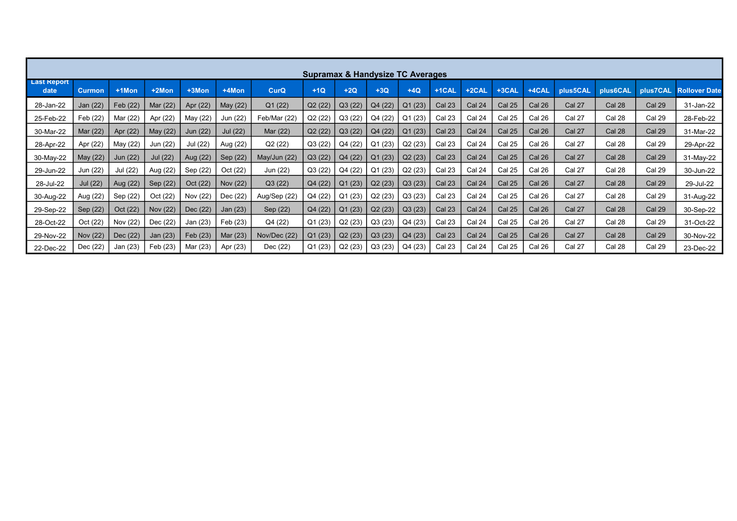## Supramax & Handysize TC Averages

| Last Report date | Curmon | +1Mon | +2Mon | +3Mon | +4Mon | CurQ | +1Q | +2Q | +3Q | +4Q | +1CAL | +2CAL | +3CAL | +4CAL | plus5CAL | plus6CAL | plus7CAL | Rollover Date |
|---|---|---|---|---|---|---|---|---|---|---|---|---|---|---|---|---|---|---|
| 28-Jan-22 | Jan (22) | Feb (22) | Mar (22) | Apr (22) | May (22) | Q1 (22) | Q2 (22) | Q3 (22) | Q4 (22) | Q1 (23) | Cal 23 | Cal 24 | Cal 25 | Cal 26 | Cal 27 | Cal 28 | Cal 29 | 31-Jan-22 |
| 25-Feb-22 | Feb (22) | Mar (22) | Apr (22) | May (22) | Jun (22) | Feb/Mar (22) | Q2 (22) | Q3 (22) | Q4 (22) | Q1 (23) | Cal 23 | Cal 24 | Cal 25 | Cal 26 | Cal 27 | Cal 28 | Cal 29 | 28-Feb-22 |
| 30-Mar-22 | Mar (22) | Apr (22) | May (22) | Jun (22) | Jul (22) | Mar (22) | Q2 (22) | Q3 (22) | Q4 (22) | Q1 (23) | Cal 23 | Cal 24 | Cal 25 | Cal 26 | Cal 27 | Cal 28 | Cal 29 | 31-Mar-22 |
| 28-Apr-22 | Apr (22) | May (22) | Jun (22) | Jul (22) | Aug (22) | Q2 (22) | Q3 (22) | Q4 (22) | Q1 (23) | Q2 (23) | Cal 23 | Cal 24 | Cal 25 | Cal 26 | Cal 27 | Cal 28 | Cal 29 | 29-Apr-22 |
| 30-May-22 | May (22) | Jun (22) | Jul (22) | Aug (22) | Sep (22) | May/Jun (22) | Q3 (22) | Q4 (22) | Q1 (23) | Q2 (23) | Cal 23 | Cal 24 | Cal 25 | Cal 26 | Cal 27 | Cal 28 | Cal 29 | 31-May-22 |
| 29-Jun-22 | Jun (22) | Jul (22) | Aug (22) | Sep (22) | Oct (22) | Jun (22) | Q3 (22) | Q4 (22) | Q1 (23) | Q2 (23) | Cal 23 | Cal 24 | Cal 25 | Cal 26 | Cal 27 | Cal 28 | Cal 29 | 30-Jun-22 |
| 28-Jul-22 | Jul (22) | Aug (22) | Sep (22) | Oct (22) | Nov (22) | Q3 (22) | Q4 (22) | Q1 (23) | Q2 (23) | Q3 (23) | Cal 23 | Cal 24 | Cal 25 | Cal 26 | Cal 27 | Cal 28 | Cal 29 | 29-Jul-22 |
| 30-Aug-22 | Aug (22) | Sep (22) | Oct (22) | Nov (22) | Dec (22) | Aug/Sep (22) | Q4 (22) | Q1 (23) | Q2 (23) | Q3 (23) | Cal 23 | Cal 24 | Cal 25 | Cal 26 | Cal 27 | Cal 28 | Cal 29 | 31-Aug-22 |
| 29-Sep-22 | Sep (22) | Oct (22) | Nov (22) | Dec (22) | Jan (23) | Sep (22) | Q4 (22) | Q1 (23) | Q2 (23) | Q3 (23) | Cal 23 | Cal 24 | Cal 25 | Cal 26 | Cal 27 | Cal 28 | Cal 29 | 30-Sep-22 |
| 28-Oct-22 | Oct (22) | Nov (22) | Dec (22) | Jan (23) | Feb (23) | Q4 (22) | Q1 (23) | Q2 (23) | Q3 (23) | Q4 (23) | Cal 23 | Cal 24 | Cal 25 | Cal 26 | Cal 27 | Cal 28 | Cal 29 | 31-Oct-22 |
| 29-Nov-22 | Nov (22) | Dec (22) | Jan (23) | Feb (23) | Mar (23) | Nov/Dec (22) | Q1 (23) | Q2 (23) | Q3 (23) | Q4 (23) | Cal 23 | Cal 24 | Cal 25 | Cal 26 | Cal 27 | Cal 28 | Cal 29 | 30-Nov-22 |
| 22-Dec-22 | Dec (22) | Jan (23) | Feb (23) | Mar (23) | Apr (23) | Dec (22) | Q1 (23) | Q2 (23) | Q3 (23) | Q4 (23) | Cal 23 | Cal 24 | Cal 25 | Cal 26 | Cal 27 | Cal 28 | Cal 29 | 23-Dec-22 |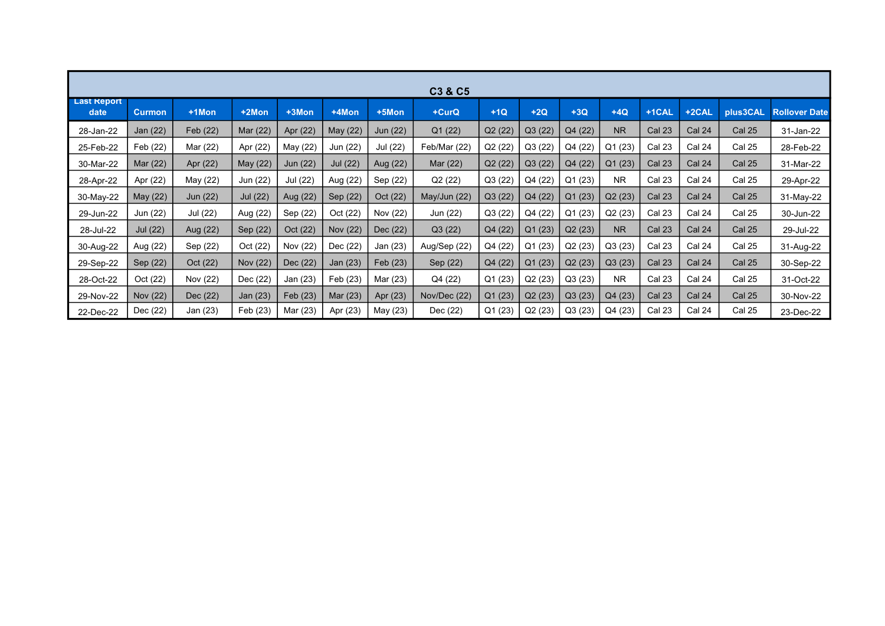| C3 & C5 | | | | | | | | | | | | | | | | |
|---|---|---|---|---|---|---|---|---|---|---|---|---|---|---|---|---|
| Last Report date | Curmon | +1Mon | +2Mon | +3Mon | +4Mon | +5Mon | +CurQ | +1Q | +2Q | +3Q | +4Q | +1CAL | +2CAL | plus3CAL | Rollover Date |
| 28-Jan-22 | Jan (22) | Feb (22) | Mar (22) | Apr (22) | May (22) | Jun (22) | Q1 (22) | Q2 (22) | Q3 (22) | Q4 (22) | NR | Cal 23 | Cal 24 | Cal 25 | 31-Jan-22 |
| 25-Feb-22 | Feb (22) | Mar (22) | Apr (22) | May (22) | Jun (22) | Jul (22) | Feb/Mar (22) | Q2 (22) | Q3 (22) | Q4 (22) | Q1 (23) | Cal 23 | Cal 24 | Cal 25 | 28-Feb-22 |
| 30-Mar-22 | Mar (22) | Apr (22) | May (22) | Jun (22) | Jul (22) | Aug (22) | Mar (22) | Q2 (22) | Q3 (22) | Q4 (22) | Q1 (23) | Cal 23 | Cal 24 | Cal 25 | 31-Mar-22 |
| 28-Apr-22 | Apr (22) | May (22) | Jun (22) | Jul (22) | Aug (22) | Sep (22) | Q2 (22) | Q3 (22) | Q4 (22) | Q1 (23) | NR | Cal 23 | Cal 24 | Cal 25 | 29-Apr-22 |
| 30-May-22 | May (22) | Jun (22) | Jul (22) | Aug (22) | Sep (22) | Oct (22) | May/Jun (22) | Q3 (22) | Q4 (22) | Q1 (23) | Q2 (23) | Cal 23 | Cal 24 | Cal 25 | 31-May-22 |
| 29-Jun-22 | Jun (22) | Jul (22) | Aug (22) | Sep (22) | Oct (22) | Nov (22) | Jun (22) | Q3 (22) | Q4 (22) | Q1 (23) | Q2 (23) | Cal 23 | Cal 24 | Cal 25 | 30-Jun-22 |
| 28-Jul-22 | Jul (22) | Aug (22) | Sep (22) | Oct (22) | Nov (22) | Dec (22) | Q3 (22) | Q4 (22) | Q1 (23) | Q2 (23) | NR | Cal 23 | Cal 24 | Cal 25 | 29-Jul-22 |
| 30-Aug-22 | Aug (22) | Sep (22) | Oct (22) | Nov (22) | Dec (22) | Jan (23) | Aug/Sep (22) | Q4 (22) | Q1 (23) | Q2 (23) | Q3 (23) | Cal 23 | Cal 24 | Cal 25 | 31-Aug-22 |
| 29-Sep-22 | Sep (22) | Oct (22) | Nov (22) | Dec (22) | Jan (23) | Feb (23) | Sep (22) | Q4 (22) | Q1 (23) | Q2 (23) | Q3 (23) | Cal 23 | Cal 24 | Cal 25 | 30-Sep-22 |
| 28-Oct-22 | Oct (22) | Nov (22) | Dec (22) | Jan (23) | Feb (23) | Mar (23) | Q4 (22) | Q1 (23) | Q2 (23) | Q3 (23) | NR | Cal 23 | Cal 24 | Cal 25 | 31-Oct-22 |
| 29-Nov-22 | Nov (22) | Dec (22) | Jan (23) | Feb (23) | Mar (23) | Apr (23) | Nov/Dec (22) | Q1 (23) | Q2 (23) | Q3 (23) | Q4 (23) | Cal 23 | Cal 24 | Cal 25 | 30-Nov-22 |
| 22-Dec-22 | Dec (22) | Jan (23) | Feb (23) | Mar (23) | Apr (23) | May (23) | Dec (22) | Q1 (23) | Q2 (23) | Q3 (23) | Q4 (23) | Cal 23 | Cal 24 | Cal 25 | 23-Dec-22 |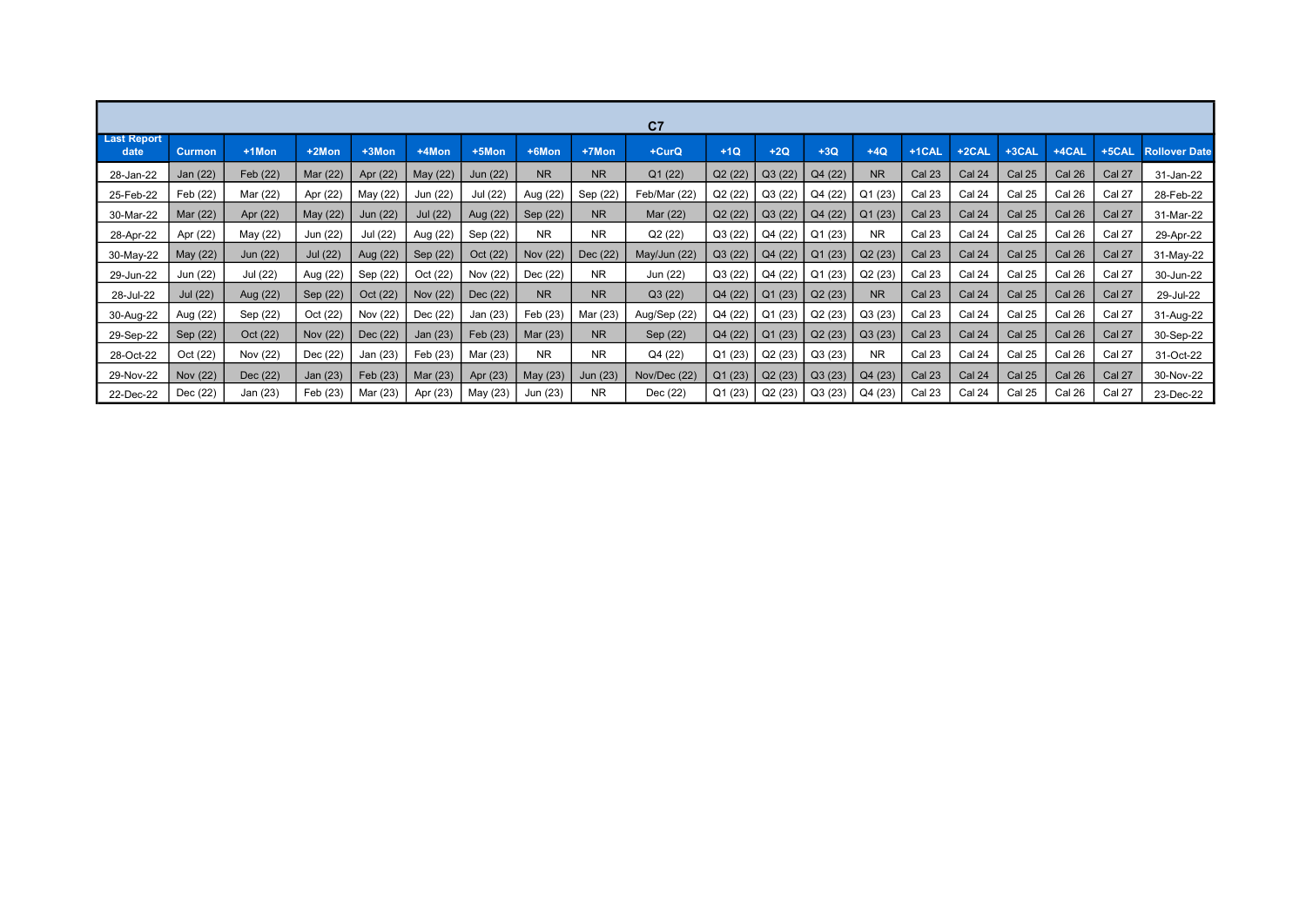| C7 | | | | | | | | | | | | | | | | | | | | | |
|---|---|---|---|---|---|---|---|---|---|---|---|---|---|---|---|---|---|---|---|---|---|
| Last Report date | Curmon | +1Mon | +2Mon | +3Mon | +4Mon | +5Mon | +6Mon | +7Mon | +CurQ | +1Q | +2Q | +3Q | +4Q | +1CAL | +2CAL | +3CAL | +4CAL | +5CAL | Rollover Date |
| 28-Jan-22 | Jan (22) | Feb (22) | Mar (22) | Apr (22) | May (22) | Jun (22) | NR | NR | Q1 (22) | Q2 (22) | Q3 (22) | Q4 (22) | NR | Cal 23 | Cal 24 | Cal 25 | Cal 26 | Cal 27 | 31-Jan-22 |
| 25-Feb-22 | Feb (22) | Mar (22) | Apr (22) | May (22) | Jun (22) | Jul (22) | Aug (22) | Sep (22) | Feb/Mar (22) | Q2 (22) | Q3 (22) | Q4 (22) | Q1 (23) | Cal 23 | Cal 24 | Cal 25 | Cal 26 | Cal 27 | 28-Feb-22 |
| 30-Mar-22 | Mar (22) | Apr (22) | May (22) | Jun (22) | Jul (22) | Aug (22) | Sep (22) | NR | Mar (22) | Q2 (22) | Q3 (22) | Q4 (22) | Q1 (23) | Cal 23 | Cal 24 | Cal 25 | Cal 26 | Cal 27 | 31-Mar-22 |
| 28-Apr-22 | Apr (22) | May (22) | Jun (22) | Jul (22) | Aug (22) | Sep (22) | NR | NR | Q2 (22) | Q3 (22) | Q4 (22) | Q1 (23) | NR | Cal 23 | Cal 24 | Cal 25 | Cal 26 | Cal 27 | 29-Apr-22 |
| 30-May-22 | May (22) | Jun (22) | Jul (22) | Aug (22) | Sep (22) | Oct (22) | Nov (22) | Dec (22) | May/Jun (22) | Q3 (22) | Q4 (22) | Q1 (23) | Q2 (23) | Cal 23 | Cal 24 | Cal 25 | Cal 26 | Cal 27 | 31-May-22 |
| 29-Jun-22 | Jun (22) | Jul (22) | Aug (22) | Sep (22) | Oct (22) | Nov (22) | Dec (22) | NR | Jun (22) | Q3 (22) | Q4 (22) | Q1 (23) | Q2 (23) | Cal 23 | Cal 24 | Cal 25 | Cal 26 | Cal 27 | 30-Jun-22 |
| 28-Jul-22 | Jul (22) | Aug (22) | Sep (22) | Oct (22) | Nov (22) | Dec (22) | NR | NR | Q3 (22) | Q4 (22) | Q1 (23) | Q2 (23) | NR | Cal 23 | Cal 24 | Cal 25 | Cal 26 | Cal 27 | 29-Jul-22 |
| 30-Aug-22 | Aug (22) | Sep (22) | Oct (22) | Nov (22) | Dec (22) | Jan (23) | Feb (23) | Mar (23) | Aug/Sep (22) | Q4 (22) | Q1 (23) | Q2 (23) | Q3 (23) | Cal 23 | Cal 24 | Cal 25 | Cal 26 | Cal 27 | 31-Aug-22 |
| 29-Sep-22 | Sep (22) | Oct (22) | Nov (22) | Dec (22) | Jan (23) | Feb (23) | Mar (23) | NR | Sep (22) | Q4 (22) | Q1 (23) | Q2 (23) | Q3 (23) | Cal 23 | Cal 24 | Cal 25 | Cal 26 | Cal 27 | 30-Sep-22 |
| 28-Oct-22 | Oct (22) | Nov (22) | Dec (22) | Jan (23) | Feb (23) | Mar (23) | NR | NR | Q4 (22) | Q1 (23) | Q2 (23) | Q3 (23) | NR | Cal 23 | Cal 24 | Cal 25 | Cal 26 | Cal 27 | 31-Oct-22 |
| 29-Nov-22 | Nov (22) | Dec (22) | Jan (23) | Feb (23) | Mar (23) | Apr (23) | May (23) | Jun (23) | Nov/Dec (22) | Q1 (23) | Q2 (23) | Q3 (23) | Q4 (23) | Cal 23 | Cal 24 | Cal 25 | Cal 26 | Cal 27 | 30-Nov-22 |
| 22-Dec-22 | Dec (22) | Jan (23) | Feb (23) | Mar (23) | Apr (23) | May (23) | Jun (23) | NR | Dec (22) | Q1 (23) | Q2 (23) | Q3 (23) | Q4 (23) | Cal 23 | Cal 24 | Cal 25 | Cal 26 | Cal 27 | 23-Dec-22 |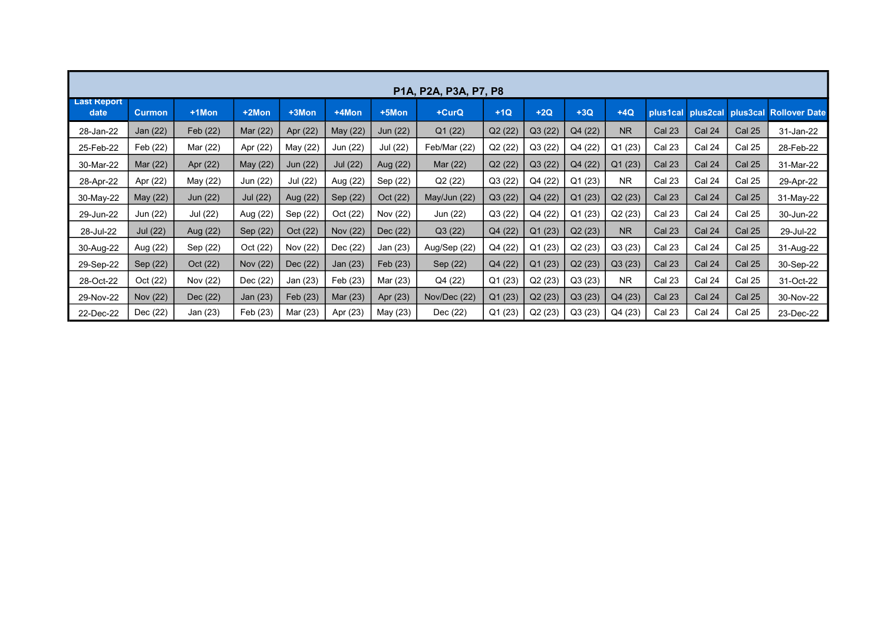| P1A, P2A, P3A, P7, P8 | | | | | | | | | | | | | | | |
|---|---|---|---|---|---|---|---|---|---|---|---|---|---|---|---|
| Last Report date | Curmon | +1Mon | +2Mon | +3Mon | +4Mon | +5Mon | +CurQ | +1Q | +2Q | +3Q | +4Q | plus1cal | plus2cal | plus3cal | Rollover Date |
| 28-Jan-22 | Jan (22) | Feb (22) | Mar (22) | Apr (22) | May (22) | Jun (22) | Q1 (22) | Q2 (22) | Q3 (22) | Q4 (22) | NR | Cal 23 | Cal 24 | Cal 25 | 31-Jan-22 |
| 25-Feb-22 | Feb (22) | Mar (22) | Apr (22) | May (22) | Jun (22) | Jul (22) | Feb/Mar (22) | Q2 (22) | Q3 (22) | Q4 (22) | Q1 (23) | Cal 23 | Cal 24 | Cal 25 | 28-Feb-22 |
| 30-Mar-22 | Mar (22) | Apr (22) | May (22) | Jun (22) | Jul (22) | Aug (22) | Mar (22) | Q2 (22) | Q3 (22) | Q4 (22) | Q1 (23) | Cal 23 | Cal 24 | Cal 25 | 31-Mar-22 |
| 28-Apr-22 | Apr (22) | May (22) | Jun (22) | Jul (22) | Aug (22) | Sep (22) | Q2 (22) | Q3 (22) | Q4 (22) | Q1 (23) | NR | Cal 23 | Cal 24 | Cal 25 | 29-Apr-22 |
| 30-May-22 | May (22) | Jun (22) | Jul (22) | Aug (22) | Sep (22) | Oct (22) | May/Jun (22) | Q3 (22) | Q4 (22) | Q1 (23) | Q2 (23) | Cal 23 | Cal 24 | Cal 25 | 31-May-22 |
| 29-Jun-22 | Jun (22) | Jul (22) | Aug (22) | Sep (22) | Oct (22) | Nov (22) | Jun (22) | Q3 (22) | Q4 (22) | Q1 (23) | Q2 (23) | Cal 23 | Cal 24 | Cal 25 | 30-Jun-22 |
| 28-Jul-22 | Jul (22) | Aug (22) | Sep (22) | Oct (22) | Nov (22) | Dec (22) | Q3 (22) | Q4 (22) | Q1 (23) | Q2 (23) | NR | Cal 23 | Cal 24 | Cal 25 | 29-Jul-22 |
| 30-Aug-22 | Aug (22) | Sep (22) | Oct (22) | Nov (22) | Dec (22) | Jan (23) | Aug/Sep (22) | Q4 (22) | Q1 (23) | Q2 (23) | Q3 (23) | Cal 23 | Cal 24 | Cal 25 | 31-Aug-22 |
| 29-Sep-22 | Sep (22) | Oct (22) | Nov (22) | Dec (22) | Jan (23) | Feb (23) | Sep (22) | Q4 (22) | Q1 (23) | Q2 (23) | Q3 (23) | Cal 23 | Cal 24 | Cal 25 | 30-Sep-22 |
| 28-Oct-22 | Oct (22) | Nov (22) | Dec (22) | Jan (23) | Feb (23) | Mar (23) | Q4 (22) | Q1 (23) | Q2 (23) | Q3 (23) | NR | Cal 23 | Cal 24 | Cal 25 | 31-Oct-22 |
| 29-Nov-22 | Nov (22) | Dec (22) | Jan (23) | Feb (23) | Mar (23) | Apr (23) | Nov/Dec (22) | Q1 (23) | Q2 (23) | Q3 (23) | Q4 (23) | Cal 23 | Cal 24 | Cal 25 | 30-Nov-22 |
| 22-Dec-22 | Dec (22) | Jan (23) | Feb (23) | Mar (23) | Apr (23) | May (23) | Dec (22) | Q1 (23) | Q2 (23) | Q3 (23) | Q4 (23) | Cal 23 | Cal 24 | Cal 25 | 23-Dec-22 |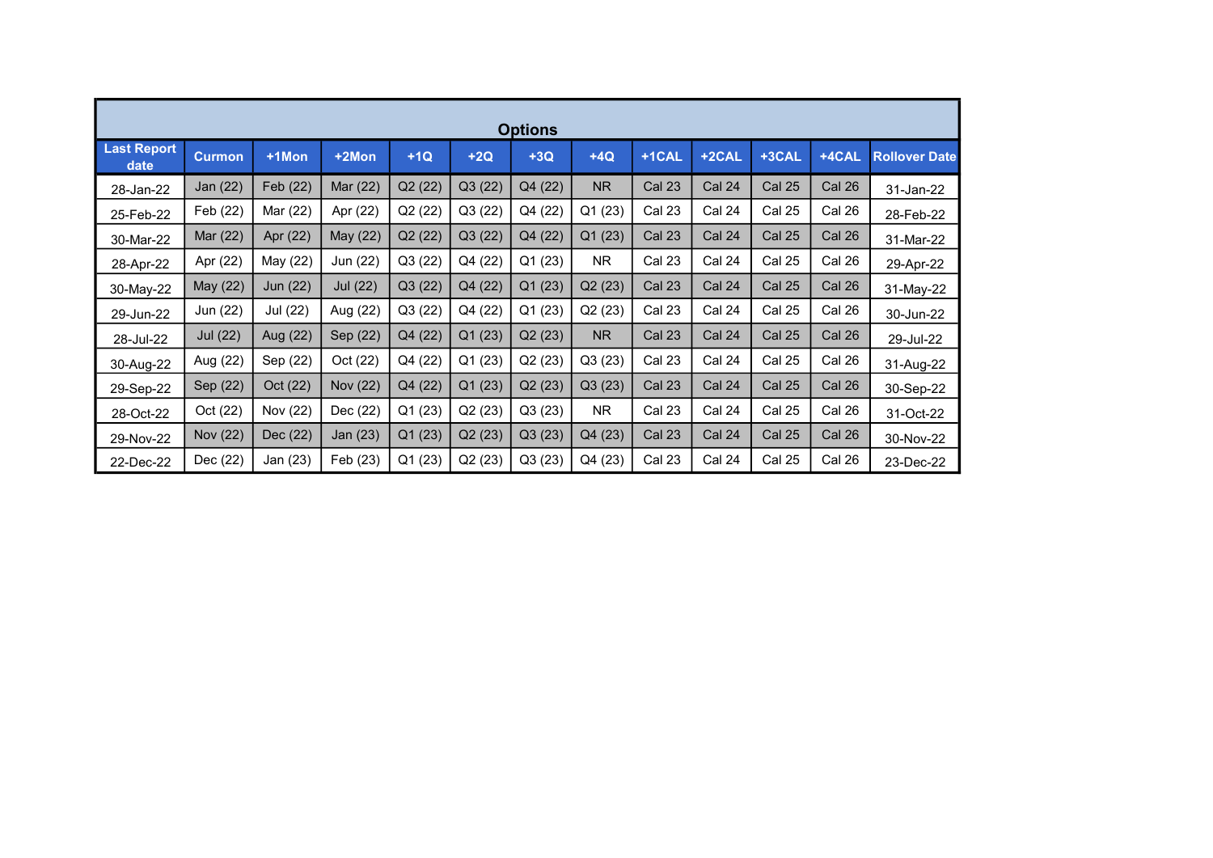| Options | | | | | | | | | | | | | |
|---|---|---|---|---|---|---|---|---|---|---|---|---|---|
| **Last Report date** | **Curmon** | **+1Mon** | **+2Mon** | **+1Q** | **+2Q** | **+3Q** | **+4Q** | **+1CAL** | **+2CAL** | **+3CAL** | **+4CAL** | **Rollover Date** |
| 28-Jan-22 | Jan (22) | Feb (22) | Mar (22) | Q2 (22) | Q3 (22) | Q4 (22) | NR | Cal 23 | Cal 24 | Cal 25 | Cal 26 | 31-Jan-22 |
| 25-Feb-22 | Feb (22) | Mar (22) | Apr (22) | Q2 (22) | Q3 (22) | Q4 (22) | Q1 (23) | Cal 23 | Cal 24 | Cal 25 | Cal 26 | 28-Feb-22 |
| 30-Mar-22 | Mar (22) | Apr (22) | May (22) | Q2 (22) | Q3 (22) | Q4 (22) | Q1 (23) | Cal 23 | Cal 24 | Cal 25 | Cal 26 | 31-Mar-22 |
| 28-Apr-22 | Apr (22) | May (22) | Jun (22) | Q3 (22) | Q4 (22) | Q1 (23) | NR | Cal 23 | Cal 24 | Cal 25 | Cal 26 | 29-Apr-22 |
| 30-May-22 | May (22) | Jun (22) | Jul (22) | Q3 (22) | Q4 (22) | Q1 (23) | Q2 (23) | Cal 23 | Cal 24 | Cal 25 | Cal 26 | 31-May-22 |
| 29-Jun-22 | Jun (22) | Jul (22) | Aug (22) | Q3 (22) | Q4 (22) | Q1 (23) | Q2 (23) | Cal 23 | Cal 24 | Cal 25 | Cal 26 | 30-Jun-22 |
| 28-Jul-22 | Jul (22) | Aug (22) | Sep (22) | Q4 (22) | Q1 (23) | Q2 (23) | NR | Cal 23 | Cal 24 | Cal 25 | Cal 26 | 29-Jul-22 |
| 30-Aug-22 | Aug (22) | Sep (22) | Oct (22) | Q4 (22) | Q1 (23) | Q2 (23) | Q3 (23) | Cal 23 | Cal 24 | Cal 25 | Cal 26 | 31-Aug-22 |
| 29-Sep-22 | Sep (22) | Oct (22) | Nov (22) | Q4 (22) | Q1 (23) | Q2 (23) | Q3 (23) | Cal 23 | Cal 24 | Cal 25 | Cal 26 | 30-Sep-22 |
| 28-Oct-22 | Oct (22) | Nov (22) | Dec (22) | Q1 (23) | Q2 (23) | Q3 (23) | NR | Cal 23 | Cal 24 | Cal 25 | Cal 26 | 31-Oct-22 |
| 29-Nov-22 | Nov (22) | Dec (22) | Jan (23) | Q1 (23) | Q2 (23) | Q3 (23) | Q4 (23) | Cal 23 | Cal 24 | Cal 25 | Cal 26 | 30-Nov-22 |
| 22-Dec-22 | Dec (22) | Jan (23) | Feb (23) | Q1 (23) | Q2 (23) | Q3 (23) | Q4 (23) | Cal 23 | Cal 24 | Cal 25 | Cal 26 | 23-Dec-22 |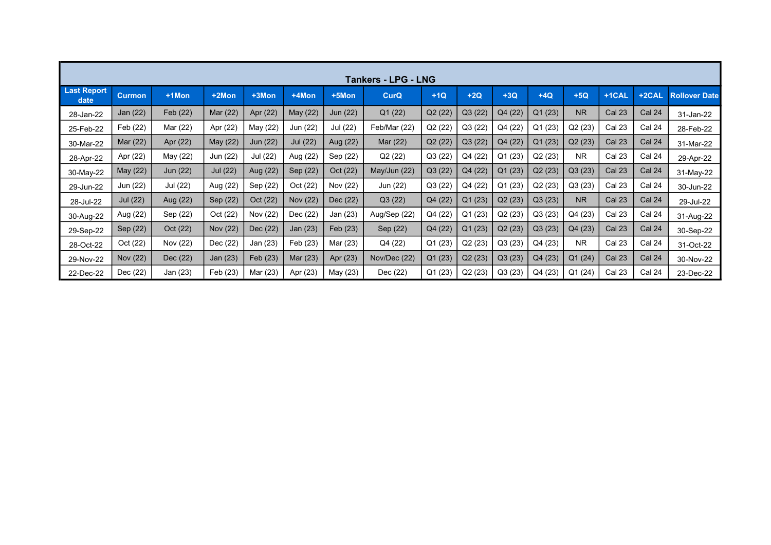## Tankers - LPG - LNG

| Last Report date | Curmon | +1Mon | +2Mon | +3Mon | +4Mon | +5Mon | CurQ | +1Q | +2Q | +3Q | +4Q | +5Q | +1CAL | +2CAL | Rollover Date |
|---|---|---|---|---|---|---|---|---|---|---|---|---|---|---|---|
| 28-Jan-22 | Jan (22) | Feb (22) | Mar (22) | Apr (22) | May (22) | Jun (22) | Q1 (22) | Q2 (22) | Q3 (22) | Q4 (22) | Q1 (23) | NR | Cal 23 | Cal 24 | 31-Jan-22 |
| 25-Feb-22 | Feb (22) | Mar (22) | Apr (22) | May (22) | Jun (22) | Jul (22) | Feb/Mar (22) | Q2 (22) | Q3 (22) | Q4 (22) | Q1 (23) | Q2 (23) | Cal 23 | Cal 24 | 28-Feb-22 |
| 30-Mar-22 | Mar (22) | Apr (22) | May (22) | Jun (22) | Jul (22) | Aug (22) | Mar (22) | Q2 (22) | Q3 (22) | Q4 (22) | Q1 (23) | Q2 (23) | Cal 23 | Cal 24 | 31-Mar-22 |
| 28-Apr-22 | Apr (22) | May (22) | Jun (22) | Jul (22) | Aug (22) | Sep (22) | Q2 (22) | Q3 (22) | Q4 (22) | Q1 (23) | Q2 (23) | NR | Cal 23 | Cal 24 | 29-Apr-22 |
| 30-May-22 | May (22) | Jun (22) | Jul (22) | Aug (22) | Sep (22) | Oct (22) | May/Jun (22) | Q3 (22) | Q4 (22) | Q1 (23) | Q2 (23) | Q3 (23) | Cal 23 | Cal 24 | 31-May-22 |
| 29-Jun-22 | Jun (22) | Jul (22) | Aug (22) | Sep (22) | Oct (22) | Nov (22) | Jun (22) | Q3 (22) | Q4 (22) | Q1 (23) | Q2 (23) | Q3 (23) | Cal 23 | Cal 24 | 30-Jun-22 |
| 28-Jul-22 | Jul (22) | Aug (22) | Sep (22) | Oct (22) | Nov (22) | Dec (22) | Q3 (22) | Q4 (22) | Q1 (23) | Q2 (23) | Q3 (23) | NR | Cal 23 | Cal 24 | 29-Jul-22 |
| 30-Aug-22 | Aug (22) | Sep (22) | Oct (22) | Nov (22) | Dec (22) | Jan (23) | Aug/Sep (22) | Q4 (22) | Q1 (23) | Q2 (23) | Q3 (23) | Q4 (23) | Cal 23 | Cal 24 | 31-Aug-22 |
| 29-Sep-22 | Sep (22) | Oct (22) | Nov (22) | Dec (22) | Jan (23) | Feb (23) | Sep (22) | Q4 (22) | Q1 (23) | Q2 (23) | Q3 (23) | Q4 (23) | Cal 23 | Cal 24 | 30-Sep-22 |
| 28-Oct-22 | Oct (22) | Nov (22) | Dec (22) | Jan (23) | Feb (23) | Mar (23) | Q4 (22) | Q1 (23) | Q2 (23) | Q3 (23) | Q4 (23) | NR | Cal 23 | Cal 24 | 31-Oct-22 |
| 29-Nov-22 | Nov (22) | Dec (22) | Jan (23) | Feb (23) | Mar (23) | Apr (23) | Nov/Dec (22) | Q1 (23) | Q2 (23) | Q3 (23) | Q4 (23) | Q1 (24) | Cal 23 | Cal 24 | 30-Nov-22 |
| 22-Dec-22 | Dec (22) | Jan (23) | Feb (23) | Mar (23) | Apr (23) | May (23) | Dec (22) | Q1 (23) | Q2 (23) | Q3 (23) | Q4 (23) | Q1 (24) | Cal 23 | Cal 24 | 23-Dec-22 |